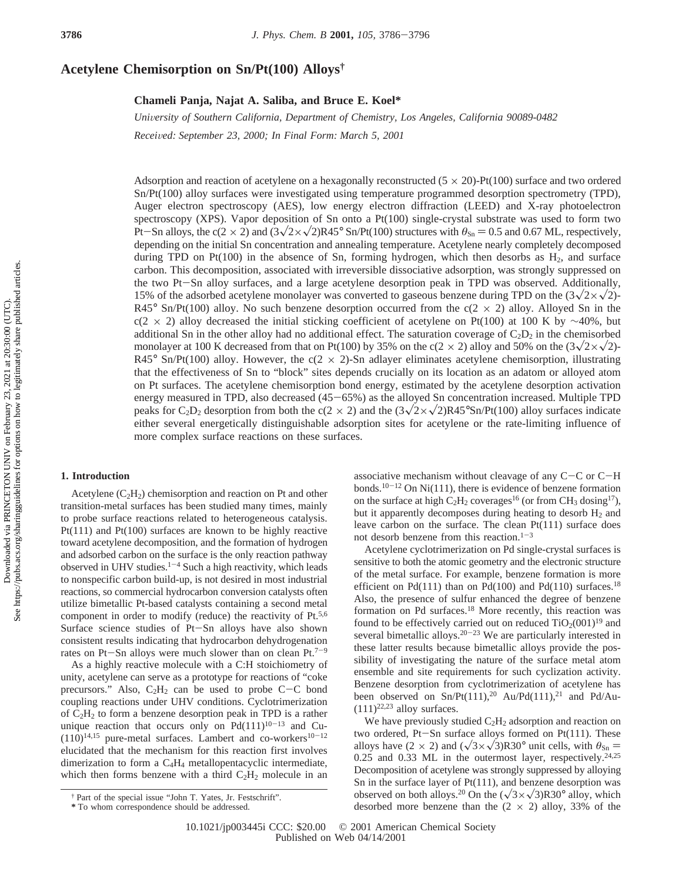# Acetylene Chemisorption on Sn/Pt(100) Alloys†

**Chameli Panja, Najat A. Saliba, and Bruce E. Koel***

*University of Southern California, Department of Chemistry, Los Angeles, California 90089-0482*

*Received: September 23, 2000; In Final Form: March 5, 2001*

Adsorption and reaction of acetylene on a hexagonally reconstructed (5 × 20)-Pt(100) surface and two ordered Sn/Pt(100) alloy surfaces were investigated using temperature programmed desorption spectrometry (TPD), Auger electron spectroscopy (AES), low energy electron diffraction (LEED) and X-ray photoelectron spectroscopy (XPS). Vapor deposition of Sn onto a Pt(100) single-crystal substrate was used to form two Pt–Sn alloys, the c(2 × 2) and $(3\sqrt{2}\times\sqrt{2})$R45° Sn/Pt(100) structures with $\theta_{Sn} = 0.5$ and 0.67 ML, respectively, depending on the initial Sn concentration and annealing temperature. Acetylene nearly completely decomposed during TPD on Pt(100) in the absence of Sn, forming hydrogen, which then desorbs as $H_2$, and surface carbon. This decomposition, associated with irreversible dissociative adsorption, was strongly suppressed on the two Pt–Sn alloy surfaces, and a large acetylene desorption peak in TPD was observed. Additionally, 15% of the adsorbed acetylene monolayer was converted to gaseous benzene during TPD on the $(3\sqrt{2}\times\sqrt{2})$-R45° Sn/Pt(100) alloy. No such benzene desorption occurred from the c(2 × 2) alloy. Alloyed Sn in the c(2 × 2) alloy decreased the initial sticking coefficient of acetylene on Pt(100) at 100 K by ~40%, but additional Sn in the other alloy had no additional effect. The saturation coverage of $C_2D_2$ in the chemisorbed monolayer at 100 K decreased from that on Pt(100) by 35% on the c(2 × 2) alloy and 50% on the $(3\sqrt{2}\times\sqrt{2})$-R45° Sn/Pt(100) alloy. However, the c(2 × 2)-Sn adlayer eliminates acetylene chemisorption, illustrating that the effectiveness of Sn to "block" sites depends crucially on its location as an adatom or alloyed atom on Pt surfaces. The acetylene chemisorption bond energy, estimated by the acetylene desorption activation energy measured in TPD, also decreased (45–65%) as the alloyed Sn concentration increased. Multiple TPD peaks for $C_2D_2$ desorption from both the c(2 × 2) and the $(3\sqrt{2}\times\sqrt{2})$R45°Sn/Pt(100) alloy surfaces indicate either several energetically distinguishable adsorption sites for acetylene or the rate-limiting influence of more complex surface reactions on these surfaces.

## 1. Introduction

Acetylene ($C_2H_2$) chemisorption and reaction on Pt and other transition-metal surfaces has been studied many times, mainly to probe surface reactions related to heterogeneous catalysis. Pt(111) and Pt(100) surfaces are known to be highly reactive toward acetylene decomposition, and the formation of hydrogen and adsorbed carbon on the surface is the only reaction pathway observed in UHV studies.[1–4] Such a high reactivity, which leads to nonspecific carbon build-up, is not desired in most industrial reactions, so commercial hydrocarbon conversion catalysts often utilize bimetallic Pt-based catalysts containing a second metal component in order to modify (reduce) the reactivity of Pt.[5,6] Surface science studies of Pt–Sn alloys have also shown consistent results indicating that hydrocarbon dehydrogenation rates on Pt–Sn alloys were much slower than on clean Pt.[7–9]

As a highly reactive molecule with a C:H stoichiometry of unity, acetylene can serve as a prototype for reactions of "coke precursors." Also, $C_2H_2$ can be used to probe C–C bond coupling reactions under UHV conditions. Cyclotrimerization of $C_2H_2$ to form a benzene desorption peak in TPD is a rather unique reaction that occurs only on Pd(111)[10–13] and Cu(110)[14,15] pure-metal surfaces. Lambert and co-workers[10–12] elucidated that the mechanism for this reaction first involves dimerization to form a $C_4H_4$ metallopentacyclic intermediate, which then forms benzene with a third $C_2H_2$ molecule in an associative mechanism without cleavage of any C–C or C–H bonds.[10–12] On Ni(111), there is evidence of benzene formation on the surface at high $C_2H_2$ coverages[16] (or from $CH_3$ dosing[17]), but it apparently decomposes during heating to desorb $H_2$ and leave carbon on the surface. The clean Pt(111) surface does not desorb benzene from this reaction.[1–3]

Acetylene cyclotrimerization on Pd single-crystal surfaces is sensitive to both the atomic geometry and the electronic structure of the metal surface. For example, benzene formation is more efficient on Pd(111) than on Pd(100) and Pd(110) surfaces.[18] Also, the presence of sulfur enhanced the degree of benzene formation on Pd surfaces.[18] More recently, this reaction was found to be effectively carried out on reduced $TiO_2$(001)[19] and several bimetallic alloys.[20–23] We are particularly interested in these latter results because bimetallic alloys provide the possibility of investigating the nature of the surface metal atom ensemble and site requirements for such cyclization activity. Benzene desorption from cyclotrimerization of acetylene has been observed on Sn/Pt(111),[20] Au/Pd(111),[21] and Pd/Au-(111)[22,23] alloy surfaces.

We have previously studied $C_2H_2$ adsorption and reaction on two ordered, Pt–Sn surface alloys formed on Pt(111). These alloys have (2 × 2) and $(\sqrt{3}\times\sqrt{3})$R30° unit cells, with $\theta_{Sn} =$ 0.25 and 0.33 ML in the outermost layer, respectively.[24,25] Decomposition of acetylene was strongly suppressed by alloying Sn in the surface layer of Pt(111), and benzene desorption was observed on both alloys.[20] On the $(\sqrt{3}\times\sqrt{3})$R30° alloy, which desorbed more benzene than the (2 × 2) alloy, 33% of the

† Part of the special issue "John T. Yates, Jr. Festschrift".

* To whom correspondence should be addressed.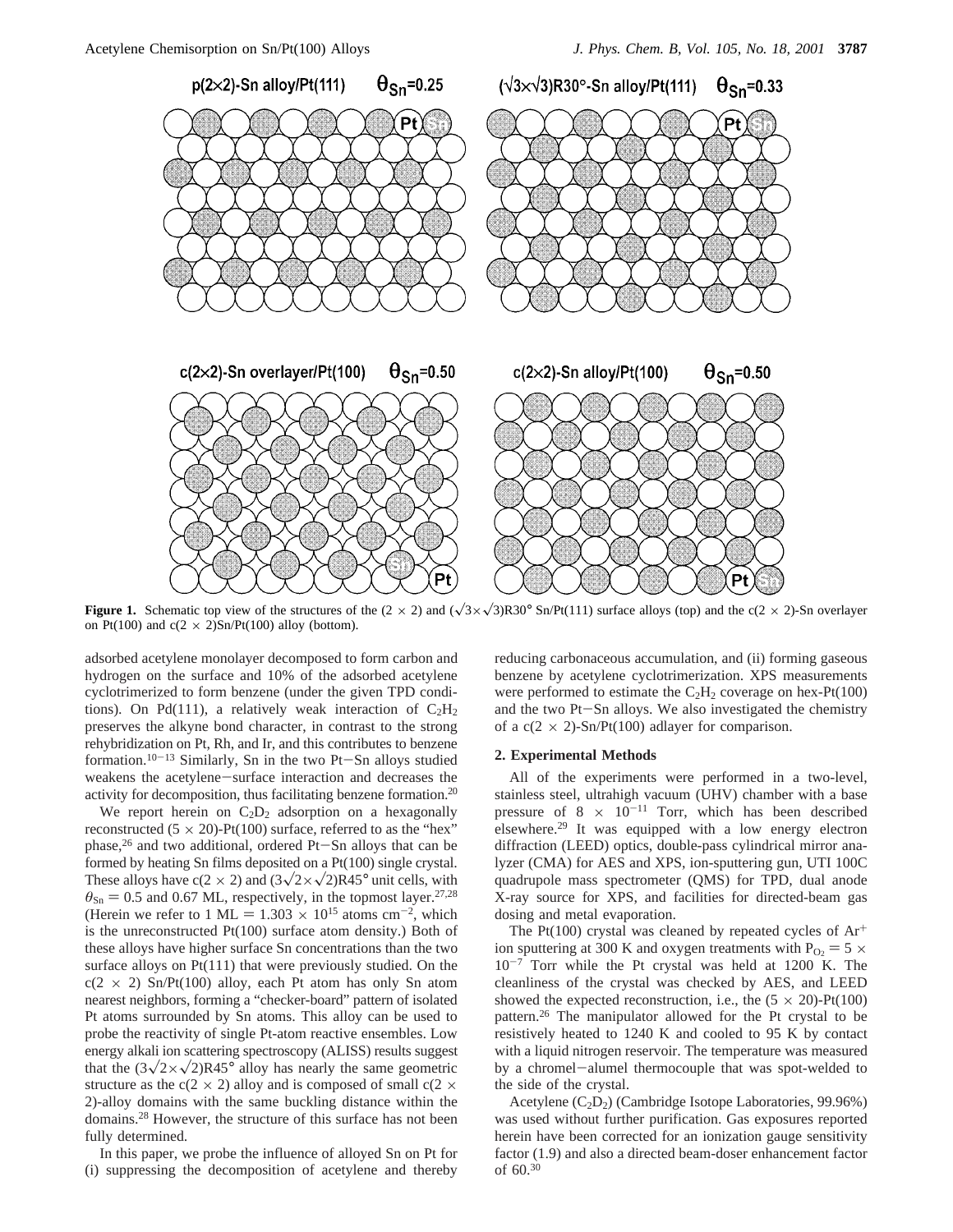**Figure 1.** Schematic top view of the structures of the (2 × 2) and ($\sqrt{3}\times\sqrt{3}$)R30° Sn/Pt(111) surface alloys (top) and the c(2 × 2)-Sn overlayer on Pt(100) and c(2 × 2)Sn/Pt(100) alloy (bottom).

adsorbed acetylene monolayer decomposed to form carbon and hydrogen on the surface and 10% of the adsorbed acetylene cyclotrimerized to form benzene (under the given TPD conditions). On Pd(111), a relatively weak interaction of $C_2H_2$ preserves the alkyne bond character, in contrast to the strong rehybridization on Pt, Rh, and Ir, and this contributes to benzene formation.[10−13] Similarly, Sn in the two Pt−Sn alloys studied weakens the acetylene−surface interaction and decreases the activity for decomposition, thus facilitating benzene formation.[20]

We report herein on $C_2D_2$ adsorption on a hexagonally reconstructed (5 × 20)-Pt(100) surface, referred to as the "hex" phase,[26] and two additional, ordered Pt−Sn alloys that can be formed by heating Sn films deposited on a Pt(100) single crystal. These alloys have c(2 × 2) and ($3\sqrt{2}\times\sqrt{2}$)R45° unit cells, with $\theta_{Sn}$ = 0.5 and 0.67 ML, respectively, in the topmost layer.[27,28] (Herein we refer to 1 ML = $1.303 \times 10^{15}$ atoms cm$^{-2}$, which is the unreconstructed Pt(100) surface atom density.) Both of these alloys have higher surface Sn concentrations than the two surface alloys on Pt(111) that were previously studied. On the c(2 × 2) Sn/Pt(100) alloy, each Pt atom has only Sn atom nearest neighbors, forming a "checker-board" pattern of isolated Pt atoms surrounded by Sn atoms. This alloy can be used to probe the reactivity of single Pt-atom reactive ensembles. Low energy alkali ion scattering spectroscopy (ALISS) results suggest that the ($3\sqrt{2}\times\sqrt{2}$)R45° alloy has nearly the same geometric structure as the c(2 × 2) alloy and is composed of small c(2 × 2)-alloy domains with the same buckling distance within the domains.[28] However, the structure of this surface has not been fully determined.

In this paper, we probe the influence of alloyed Sn on Pt for (i) suppressing the decomposition of acetylene and thereby reducing carbonaceous accumulation, and (ii) forming gaseous benzene by acetylene cyclotrimerization. XPS measurements were performed to estimate the $C_2H_2$ coverage on hex-Pt(100) and the two Pt−Sn alloys. We also investigated the chemistry of a c(2 × 2)-Sn/Pt(100) adlayer for comparison.

## 2. Experimental Methods

All of the experiments were performed in a two-level, stainless steel, ultrahigh vacuum (UHV) chamber with a base pressure of $8 \times 10^{-11}$ Torr, which has been described elsewhere.[29] It was equipped with a low energy electron diffraction (LEED) optics, double-pass cylindrical mirror analyzer (CMA) for AES and XPS, ion-sputtering gun, UTI 100C quadrupole mass spectrometer (QMS) for TPD, dual anode X-ray source for XPS, and facilities for directed-beam gas dosing and metal evaporation.

The Pt(100) crystal was cleaned by repeated cycles of $Ar^+$ ion sputtering at 300 K and oxygen treatments with $P_{O_2} = 5 \times 10^{-7}$ Torr while the Pt crystal was held at 1200 K. The cleanliness of the crystal was checked by AES, and LEED showed the expected reconstruction, i.e., the (5 × 20)-Pt(100) pattern.[26] The manipulator allowed for the Pt crystal to be resistively heated to 1240 K and cooled to 95 K by contact with a liquid nitrogen reservoir. The temperature was measured by a chromel−alumel thermocouple that was spot-welded to the side of the crystal.

Acetylene ($C_2D_2$) (Cambridge Isotope Laboratories, 99.96%) was used without further purification. Gas exposures reported herein have been corrected for an ionization gauge sensitivity factor (1.9) and also a directed beam-doser enhancement factor of 60.[30]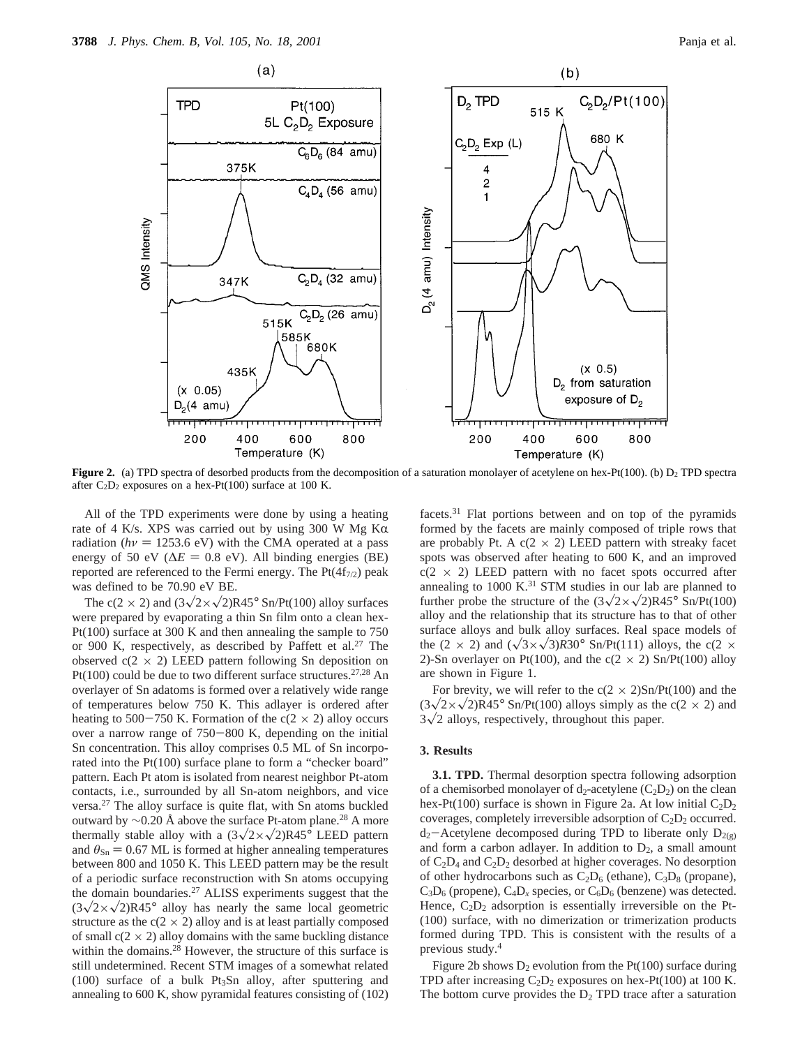**Figure 2.** (a) TPD spectra of desorbed products from the decomposition of a saturation monolayer of acetylene on hex-Pt(100). (b) $D_2$ TPD spectra after $C_2D_2$ exposures on a hex-Pt(100) surface at 100 K.

All of the TPD experiments were done by using a heating rate of 4 K/s. XPS was carried out by using 300 W Mg Kα radiation ($h\nu$ = 1253.6 eV) with the CMA operated at a pass energy of 50 eV ($\Delta E$ = 0.8 eV). All binding energies (BE) reported are referenced to the Fermi energy. The Pt($4f_{7/2}$) peak was defined to be 70.90 eV BE.

The c(2 × 2) and $(3\sqrt{2}\times\sqrt{2})R45°$ Sn/Pt(100) alloy surfaces were prepared by evaporating a thin Sn film onto a clean hex-Pt(100) surface at 300 K and then annealing the sample to 750 or 900 K, respectively, as described by Paffett et al.[27] The observed c(2 × 2) LEED pattern following Sn deposition on Pt(100) could be due to two different surface structures.[27,28] An overlayer of Sn adatoms is formed over a relatively wide range of temperatures below 750 K. This adlayer is ordered after heating to 500−750 K. Formation of the c(2 × 2) alloy occurs over a narrow range of 750−800 K, depending on the initial Sn concentration. This alloy comprises 0.5 ML of Sn incorporated into the Pt(100) surface plane to form a "checker board" pattern. Each Pt atom is isolated from nearest neighbor Pt-atom contacts, i.e., surrounded by all Sn-atom neighbors, and vice versa.[27] The alloy surface is quite flat, with Sn atoms buckled outward by ~0.20 Å above the surface Pt-atom plane.[28] A more thermally stable alloy with a $(3\sqrt{2}\times\sqrt{2})R45°$ LEED pattern and $\theta_{Sn}$ = 0.67 ML is formed at higher annealing temperatures between 800 and 1050 K. This LEED pattern may be the result of a periodic surface reconstruction with Sn atoms occupying the domain boundaries.[27] ALISS experiments suggest that the $(3\sqrt{2}\times\sqrt{2})R45°$ alloy has nearly the same local geometric structure as the c(2 × 2) alloy and is at least partially composed of small c(2 × 2) alloy domains with the same buckling distance within the domains.[28] However, the structure of this surface is still undetermined. Recent STM images of a somewhat related (100) surface of a bulk $Pt_3Sn$ alloy, after sputtering and annealing to 600 K, show pyramidal features consisting of (102) facets.[31] Flat portions between and on top of the pyramids formed by the facets are mainly composed of triple rows that are probably Pt. A c(2 × 2) LEED pattern with streaky facet spots was observed after heating to 600 K, and an improved c(2 × 2) LEED pattern with no facet spots occurred after annealing to 1000 K.[31] STM studies in our lab are planned to further probe the structure of the $(3\sqrt{2}\times\sqrt{2})R45°$ Sn/Pt(100) alloy and the relationship that its structure has to that of other surface alloys and bulk alloy surfaces. Real space models of the (2 × 2) and $(\sqrt{3}\times\sqrt{3})R30°$ Sn/Pt(111) alloys, the c(2 × 2)-Sn overlayer on Pt(100), and the c(2 × 2) Sn/Pt(100) alloy are shown in Figure 1.

For brevity, we will refer to the c(2 × 2)Sn/Pt(100) and the $(3\sqrt{2}\times\sqrt{2})R45°$ Sn/Pt(100) alloys simply as the c(2 × 2) and $3\sqrt{2}$ alloys, respectively, throughout this paper.

## 3. Results

**3.1. TPD.** Thermal desorption spectra following adsorption of a chemisorbed monolayer of $d_2$-acetylene ($C_2D_2$) on the clean hex-Pt(100) surface is shown in Figure 2a. At low initial $C_2D_2$ coverages, completely irreversible adsorption of $C_2D_2$ occurred. $d_2$−Acetylene decomposed during TPD to liberate only $D_{2(g)}$ and form a carbon adlayer. In addition to $D_2$, a small amount of $C_2D_4$ and $C_2D_2$ desorbed at higher coverages. No desorption of other hydrocarbons such as $C_2D_6$ (ethane), $C_3D_8$ (propane), $C_3D_6$ (propene), $C_4D_x$ species, or $C_6D_6$ (benzene) was detected. Hence, $C_2D_2$ adsorption is essentially irreversible on the Pt(100) surface, with no dimerization or trimerization products formed during TPD. This is consistent with the results of a previous study.[4]

Figure 2b shows $D_2$ evolution from the Pt(100) surface during TPD after increasing $C_2D_2$ exposures on hex-Pt(100) at 100 K. The bottom curve provides the $D_2$ TPD trace after a saturation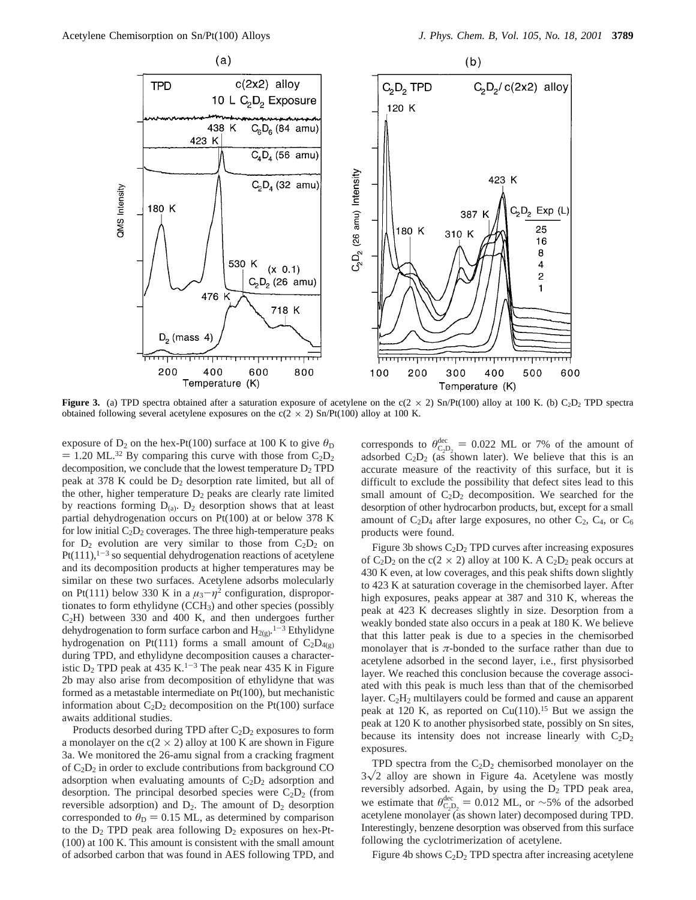**Figure 3.** (a) TPD spectra obtained after a saturation exposure of acetylene on the c(2 × 2) Sn/Pt(100) alloy at 100 K. (b) $C_2D_2$ TPD spectra obtained following several acetylene exposures on the c(2 × 2) Sn/Pt(100) alloy at 100 K.

exposure of $D_2$ on the hex-Pt(100) surface at 100 K to give $\theta_D = 1.20$ ML.[32] By comparing this curve with those from $C_2D_2$ decomposition, we conclude that the lowest temperature $D_2$ TPD peak at 378 K could be $D_2$ desorption rate limited, but all of the other, higher temperature $D_2$ peaks are clearly rate limited by reactions forming $D_{(a)}$. $D_2$ desorption shows that at least partial dehydrogenation occurs on Pt(100) at or below 378 K for low initial $C_2D_2$ coverages. The three high-temperature peaks for $D_2$ evolution are very similar to those from $C_2D_2$ on Pt(111),[1-3] so sequential dehydrogenation reactions of acetylene and its decomposition products at higher temperatures may be similar on these two surfaces. Acetylene adsorbs molecularly on Pt(111) below 330 K in a $\mu_3$-$\eta^2$ configuration, disproportionates to form ethylidyne ($CCH_3$) and other species (possibly $C_2H$) between 330 and 400 K, and then undergoes further dehydrogenation to form surface carbon and $H_{2(g)}$.[1-3] Ethylidyne hydrogenation on Pt(111) forms a small amount of $C_2D_{4(g)}$ during TPD, and ethylidyne decomposition causes a characteristic $D_2$ TPD peak at 435 K.[1-3] The peak near 435 K in Figure 2b may also arise from decomposition of ethylidyne that was formed as a metastable intermediate on Pt(100), but mechanistic information about $C_2D_2$ decomposition on the Pt(100) surface awaits additional studies.

Products desorbed during TPD after $C_2D_2$ exposures to form a monolayer on the c(2 × 2) alloy at 100 K are shown in Figure 3a. We monitored the 26-amu signal from a cracking fragment of $C_2D_2$ in order to exclude contributions from background CO adsorption when evaluating amounts of $C_2D_2$ adsorption and desorption. The principal desorbed species were $C_2D_2$ (from reversible adsorption) and $D_2$. The amount of $D_2$ desorption corresponded to $\theta_D = 0.15$ ML, as determined by comparison to the $D_2$ TPD peak area following $D_2$ exposures on hex-Pt-(100) at 100 K. This amount is consistent with the small amount of adsorbed carbon that was found in AES following TPD, and corresponds to $\theta^{dec}_{C_2D_2} = 0.022$ ML or 7% of the amount of adsorbed $C_2D_2$ (as shown later). We believe that this is an accurate measure of the reactivity of this surface, but it is difficult to exclude the possibility that defect sites lead to this small amount of $C_2D_2$ decomposition. We searched for the desorption of other hydrocarbon products, but, except for a small amount of $C_2D_4$ after large exposures, no other $C_2$, $C_4$, or $C_6$ products were found.

Figure 3b shows $C_2D_2$ TPD curves after increasing exposures of $C_2D_2$ on the c(2 × 2) alloy at 100 K. A $C_2D_2$ peak occurs at 430 K even, at low coverages, and this peak shifts down slightly to 423 K at saturation coverage in the chemisorbed layer. After high exposures, peaks appear at 387 and 310 K, whereas the peak at 423 K decreases slightly in size. Desorption from a weakly bonded state also occurs in a peak at 180 K. We believe that this latter peak is due to a species in the chemisorbed monolayer that is $\pi$-bonded to the surface rather than due to acetylene adsorbed in the second layer, i.e., first physisorbed layer. We reached this conclusion because the coverage associated with this peak is much less than that of the chemisorbed layer. $C_2H_2$ multilayers could be formed and cause an apparent peak at 120 K, as reported on Cu(110).[15] But we assign the peak at 120 K to another physisorbed state, possibly on Sn sites, because its intensity does not increase linearly with $C_2D_2$ exposures.

TPD spectra from the $C_2D_2$ chemisorbed monolayer on the $3\sqrt{2}$ alloy are shown in Figure 4a. Acetylene was mostly reversibly adsorbed. Again, by using the $D_2$ TPD peak area, we estimate that $\theta^{dec}_{C_2D_2} = 0.012$ ML, or ~5% of the adsorbed acetylene monolayer (as shown later) decomposed during TPD. Interestingly, benzene desorption was observed from this surface following the cyclotrimerization of acetylene.

Figure 4b shows $C_2D_2$ TPD spectra after increasing acetylene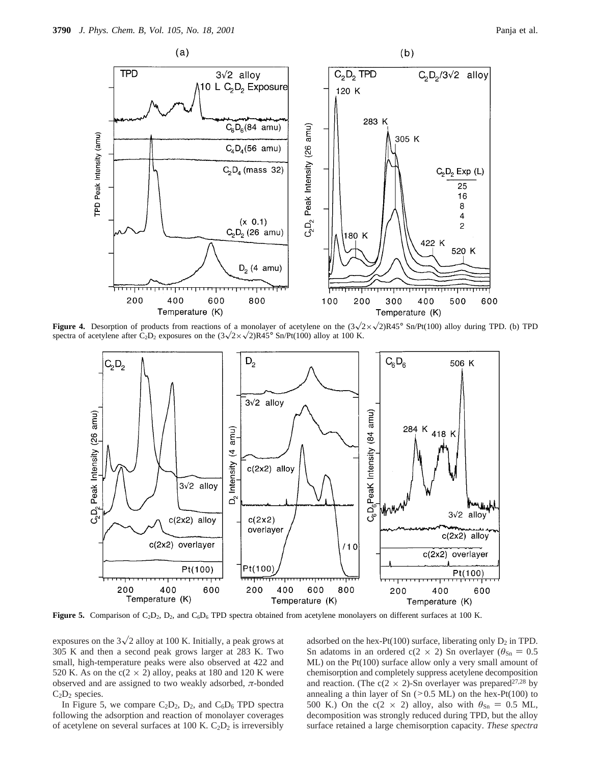**Figure 4.** Desorption of products from reactions of a monolayer of acetylene on the $(3\sqrt{2}\times\sqrt{2})R45°$ Sn/Pt(100) alloy during TPD. (b) TPD spectra of acetylene after $C_2D_2$ exposures on the $(3\sqrt{2}\times\sqrt{2})R45°$ Sn/Pt(100) alloy at 100 K.

**Figure 5.** Comparison of $C_2D_2$, $D_2$, and $C_6D_6$ TPD spectra obtained from acetylene monolayers on different surfaces at 100 K.

exposures on the $3\sqrt{2}$ alloy at 100 K. Initially, a peak grows at 305 K and then a second peak grows larger at 283 K. Two small, high-temperature peaks were also observed at 422 and 520 K. As on the c(2 × 2) alloy, peaks at 180 and 120 K were observed and are assigned to two weakly adsorbed, π-bonded $C_2D_2$ species.

In Figure 5, we compare $C_2D_2$, $D_2$, and $C_6D_6$ TPD spectra following the adsorption and reaction of monolayer coverages of acetylene on several surfaces at 100 K. $C_2D_2$ is irreversibly adsorbed on the hex-Pt(100) surface, liberating only $D_2$ in TPD. Sn adatoms in an ordered c(2 × 2) Sn overlayer ($\theta_{Sn}$ = 0.5 ML) on the Pt(100) surface allow only a very small amount of chemisorption and completely suppress acetylene decomposition and reaction. (The c(2 × 2)-Sn overlayer was prepared[27,28] by annealing a thin layer of Sn (>0.5 ML) on the hex-Pt(100) to 500 K.) On the c(2 × 2) alloy, also with $\theta_{Sn}$ = 0.5 ML, decomposition was strongly reduced during TPD, but the alloy surface retained a large chemisorption capacity. *These spectra*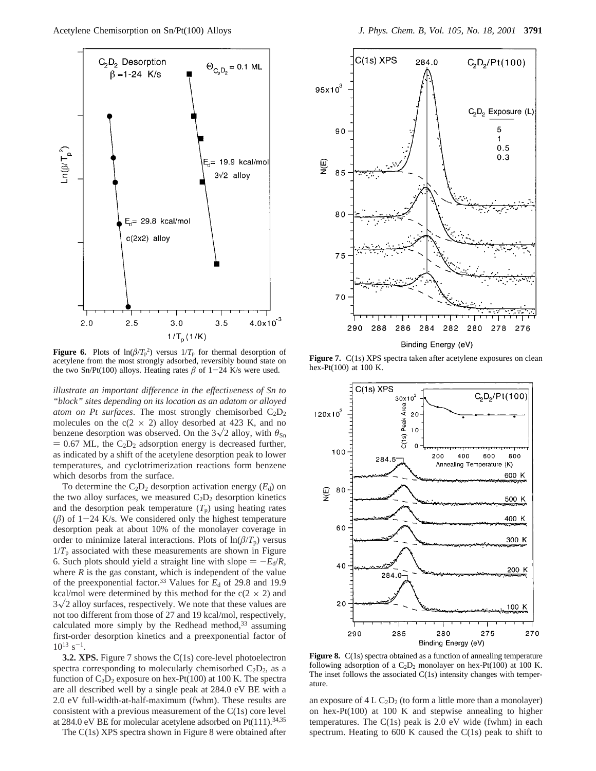**Figure 6.** Plots of $\ln(\beta/T_p^2)$ versus $1/T_p$ for thermal desorption of acetylene from the most strongly adsorbed, reversibly bound state on the two Sn/Pt(100) alloys. Heating rates $\beta$ of 1−24 K/s were used.

*illustrate an important difference in the effectiveness of Sn to "block" sites depending on its location as an adatom or alloyed atom on Pt surfaces*. The most strongly chemisorbed $C_2D_2$ molecules on the c(2 × 2) alloy desorbed at 423 K, and no benzene desorption was observed. On the $3\sqrt{2}$ alloy, with $\theta_{Sn} = 0.67$ ML, the $C_2D_2$ adsorption energy is decreased further, as indicated by a shift of the acetylene desorption peak to lower temperatures, and cyclotrimerization reactions form benzene which desorbs from the surface.

To determine the $C_2D_2$ desorption activation energy ($E_d$) on the two alloy surfaces, we measured $C_2D_2$ desorption kinetics and the desorption peak temperature ($T_p$) using heating rates ($\beta$) of 1−24 K/s. We considered only the highest temperature desorption peak at about 10% of the monolayer coverage in order to minimize lateral interactions. Plots of $\ln(\beta/T_p)$ versus $1/T_p$ associated with these measurements are shown in Figure 6. Such plots should yield a straight line with slope $= -E_d/R$, where $R$ is the gas constant, which is independent of the value of the preexponential factor.[33] Values for $E_d$ of 29.8 and 19.9 kcal/mol were determined by this method for the c(2 × 2) and $3\sqrt{2}$ alloy surfaces, respectively. We note that these values are not too different from those of 27 and 19 kcal/mol, respectively, calculated more simply by the Redhead method,[33] assuming first-order desorption kinetics and a preexponential factor of $10^{13}$ s$^{-1}$.

**3.2. XPS.** Figure 7 shows the C(1s) core-level photoelectron spectra corresponding to molecularly chemisorbed $C_2D_2$, as a function of $C_2D_2$ exposure on hex-Pt(100) at 100 K. The spectra are all described well by a single peak at 284.0 eV BE with a 2.0 eV full-width-at-half-maximum (fwhm). These results are consistent with a previous measurement of the C(1s) core level at 284.0 eV BE for molecular acetylene adsorbed on Pt(111).[34,35]

The C(1s) XPS spectra shown in Figure 8 were obtained after an exposure of 4 L $C_2D_2$ (to form a little more than a monolayer) on hex-Pt(100) at 100 K and stepwise annealing to higher temperatures. The C(1s) peak is 2.0 eV wide (fwhm) in each spectrum. Heating to 600 K caused the C(1s) peak to shift to

**Figure 7.** C(1s) XPS spectra taken after acetylene exposures on clean hex-Pt(100) at 100 K.

**Figure 8.** C(1s) spectra obtained as a function of annealing temperature following adsorption of a $C_2D_2$ monolayer on hex-Pt(100) at 100 K. The inset follows the associated C(1s) intensity changes with temperature.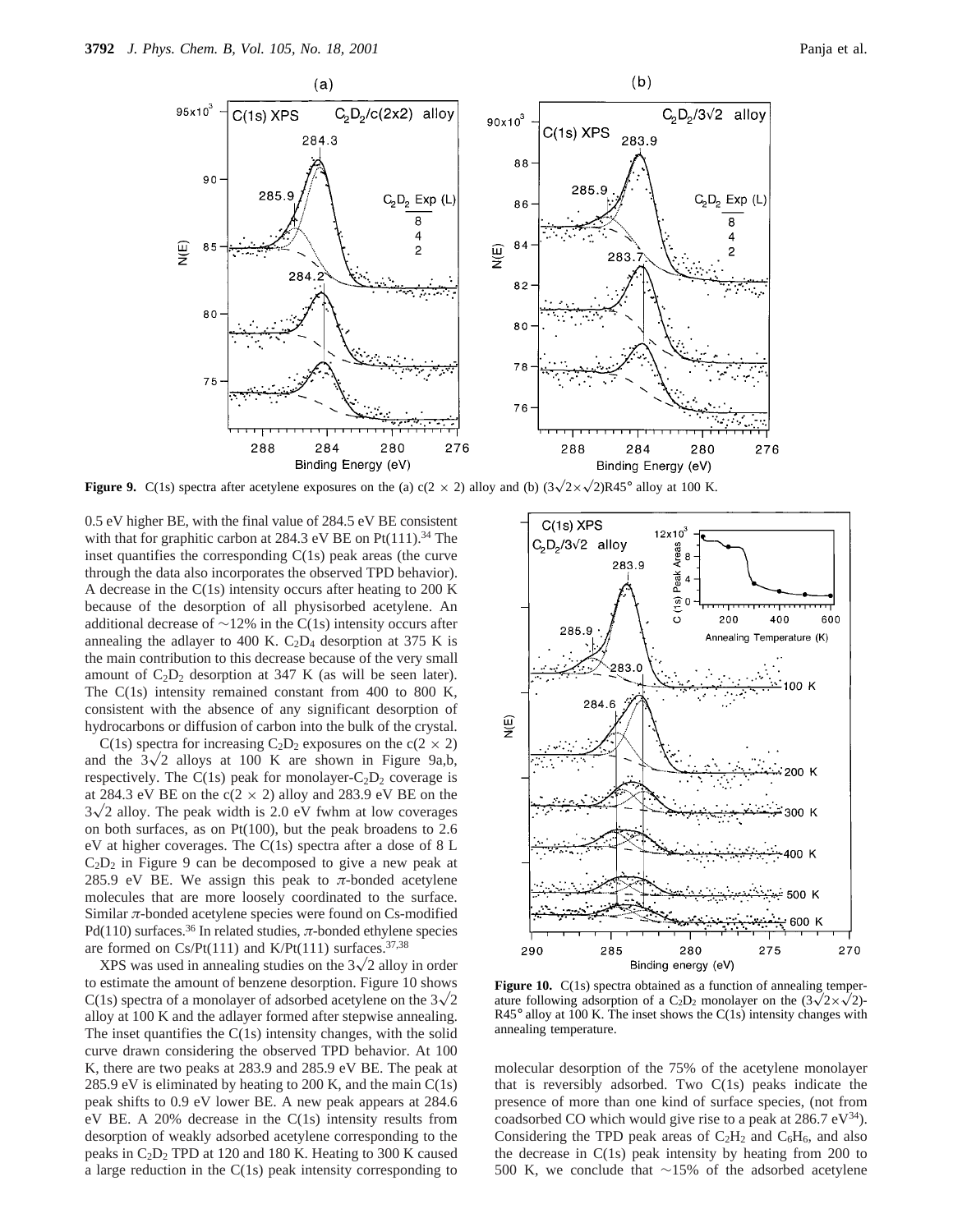**Figure 9.** C(1s) spectra after acetylene exposures on the (a) c(2 × 2) alloy and (b) $(3\sqrt{2}\times\sqrt{2})$R45° alloy at 100 K.

0.5 eV higher BE, with the final value of 284.5 eV BE consistent with that for graphitic carbon at 284.3 eV BE on Pt(111).[34] The inset quantifies the corresponding C(1s) peak areas (the curve through the data also incorporates the observed TPD behavior). A decrease in the C(1s) intensity occurs after heating to 200 K because of the desorption of all physisorbed acetylene. An additional decrease of ~12% in the C(1s) intensity occurs after annealing the adlayer to 400 K. $C_2D_4$ desorption at 375 K is the main contribution to this decrease because of the very small amount of $C_2D_2$ desorption at 347 K (as will be seen later). The C(1s) intensity remained constant from 400 to 800 K, consistent with the absence of any significant desorption of hydrocarbons or diffusion of carbon into the bulk of the crystal.

C(1s) spectra for increasing $C_2D_2$ exposures on the c(2 × 2) and the $3\sqrt{2}$ alloys at 100 K are shown in Figure 9a,b, respectively. The C(1s) peak for monolayer-$C_2D_2$ coverage is at 284.3 eV BE on the c(2 × 2) alloy and 283.9 eV BE on the $3\sqrt{2}$ alloy. The peak width is 2.0 eV fwhm at low coverages on both surfaces, as on Pt(100), but the peak broadens to 2.6 eV at higher coverages. The C(1s) spectra after a dose of 8 L $C_2D_2$ in Figure 9 can be decomposed to give a new peak at 285.9 eV BE. We assign this peak to $\pi$-bonded acetylene molecules that are more loosely coordinated to the surface. Similar $\pi$-bonded acetylene species were found on Cs-modified Pd(110) surfaces.[36] In related studies, $\pi$-bonded ethylene species are formed on Cs/Pt(111) and K/Pt(111) surfaces.[37,38]

XPS was used in annealing studies on the $3\sqrt{2}$ alloy in order to estimate the amount of benzene desorption. Figure 10 shows C(1s) spectra of a monolayer of adsorbed acetylene on the $3\sqrt{2}$ alloy at 100 K and the adlayer formed after stepwise annealing. The inset quantifies the C(1s) intensity changes, with the solid curve drawn considering the observed TPD behavior. At 100 K, there are two peaks at 283.9 and 285.9 eV BE. The peak at 285.9 eV is eliminated by heating to 200 K, and the main C(1s) peak shifts to 0.9 eV lower BE. A new peak appears at 284.6 eV BE. A 20% decrease in the C(1s) intensity results from desorption of weakly adsorbed acetylene corresponding to the peaks in $C_2D_2$ TPD at 120 and 180 K. Heating to 300 K caused a large reduction in the C(1s) peak intensity corresponding to molecular desorption of the 75% of the acetylene monolayer that is reversibly adsorbed. Two C(1s) peaks indicate the presence of more than one kind of surface species, (not from coadsorbed CO which would give rise to a peak at 286.7 eV[34]). Considering the TPD peak areas of $C_2H_2$ and $C_6H_6$, and also the decrease in C(1s) peak intensity by heating from 200 to 500 K, we conclude that ~15% of the adsorbed acetylene

**Figure 10.** C(1s) spectra obtained as a function of annealing temperature following adsorption of a $C_2D_2$ monolayer on the $(3\sqrt{2}\times\sqrt{2})$-R45° alloy at 100 K. The inset shows the C(1s) intensity changes with annealing temperature.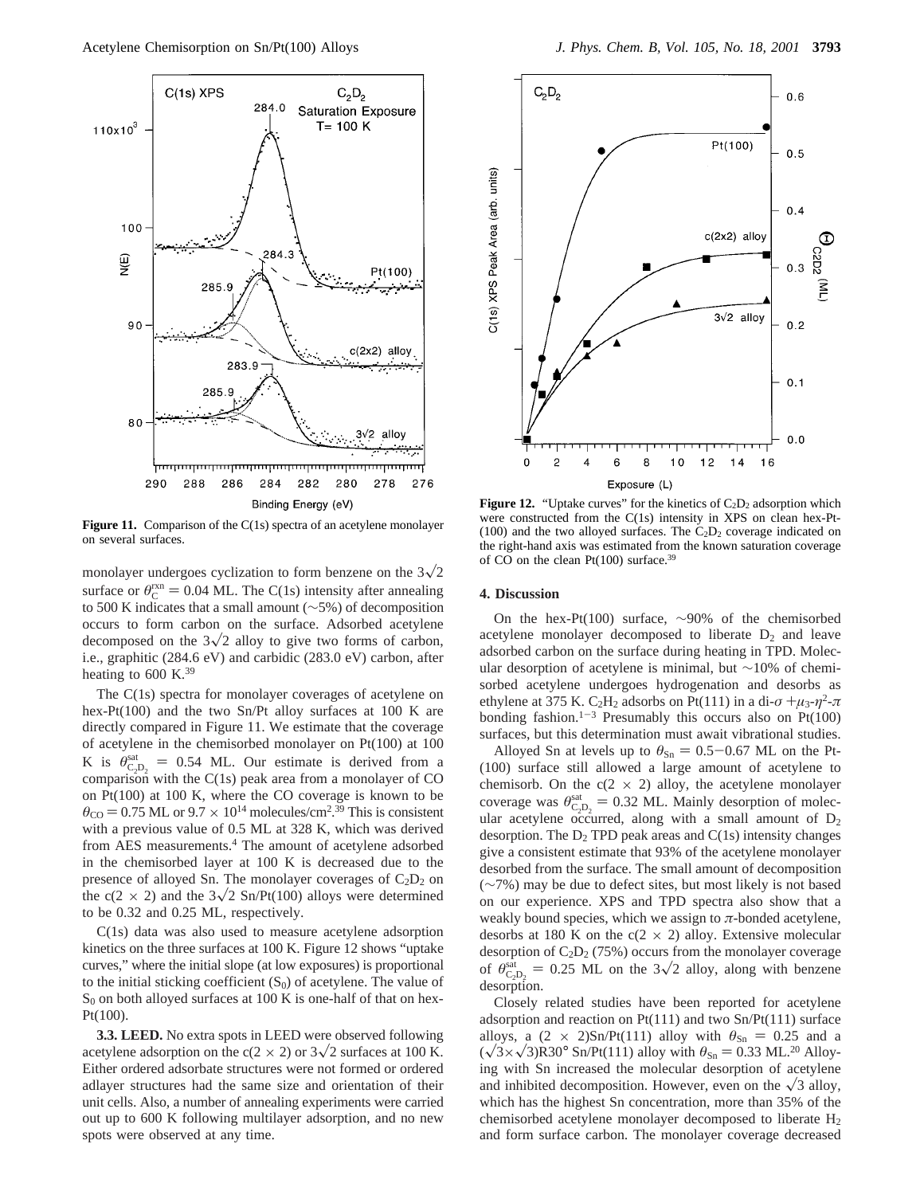**Figure 11.** Comparison of the C(1s) spectra of an acetylene monolayer on several surfaces.

**Figure 12.** "Uptake curves" for the kinetics of $C_2D_2$ adsorption which were constructed from the C(1s) intensity in XPS on clean hex-Pt-(100) and the two alloyed surfaces. The $C_2D_2$ coverage indicated on the right-hand axis was estimated from the known saturation coverage of CO on the clean Pt(100) surface.[39]

monolayer undergoes cyclization to form benzene on the $3\sqrt{2}$ surface or $\theta_C^{rxn} = 0.04$ ML. The C(1s) intensity after annealing to 500 K indicates that a small amount (~5%) of decomposition occurs to form carbon on the surface. Adsorbed acetylene decomposed on the $3\sqrt{2}$ alloy to give two forms of carbon, i.e., graphitic (284.6 eV) and carbidic (283.0 eV) carbon, after heating to 600 K.[39]

The C(1s) spectra for monolayer coverages of acetylene on hex-Pt(100) and the two Sn/Pt alloy surfaces at 100 K are directly compared in Figure 11. We estimate that the coverage of acetylene in the chemisorbed monolayer on Pt(100) at 100 K is $\theta_{C_2D_2}^{sat} = 0.54$ ML. Our estimate is derived from a comparison with the C(1s) peak area from a monolayer of CO on Pt(100) at 100 K, where the CO coverage is known to be $\theta_{CO} = 0.75$ ML or $9.7 \times 10^{14}$ molecules/cm$^2$.[39] This is consistent with a previous value of 0.5 ML at 328 K, which was derived from AES measurements.[4] The amount of acetylene adsorbed in the chemisorbed layer at 100 K is decreased due to the presence of alloyed Sn. The monolayer coverages of $C_2D_2$ on the c(2 × 2) and the $3\sqrt{2}$ Sn/Pt(100) alloys were determined to be 0.32 and 0.25 ML, respectively.

C(1s) data was also used to measure acetylene adsorption kinetics on the three surfaces at 100 K. Figure 12 shows "uptake curves," where the initial slope (at low exposures) is proportional to the initial sticking coefficient ($S_0$) of acetylene. The value of $S_0$ on both alloyed surfaces at 100 K is one-half of that on hex-Pt(100).

**3.3. LEED.** No extra spots in LEED were observed following acetylene adsorption on the c(2 × 2) or $3\sqrt{2}$ surfaces at 100 K. Either ordered adsorbate structures were not formed or ordered adlayer structures had the same size and orientation of their unit cells. Also, a number of annealing experiments were carried out up to 600 K following multilayer adsorption, and no new spots were observed at any time.

## 4. Discussion

On the hex-Pt(100) surface, ~90% of the chemisorbed acetylene monolayer decomposed to liberate $D_2$ and leave adsorbed carbon on the surface during heating in TPD. Molecular desorption of acetylene is minimal, but ~10% of chemisorbed acetylene undergoes hydrogenation and desorbs as ethylene at 375 K. $C_2H_2$ adsorbs on Pt(111) in a di-$\sigma$ +$\mu_3$-$\eta^2$-$\pi$ bonding fashion.[1-3] Presumably this occurs also on Pt(100) surfaces, but this determination must await vibrational studies.

Alloyed Sn at levels up to $\theta_{Sn} = 0.5-0.67$ ML on the Pt-(100) surface still allowed a large amount of acetylene to chemisorb. On the c(2 × 2) alloy, the acetylene monolayer coverage was $\theta_{C_2D_2}^{sat} = 0.32$ ML. Mainly desorption of molecular acetylene occurred, along with a small amount of $D_2$ desorption. The $D_2$ TPD peak areas and C(1s) intensity changes give a consistent estimate that 93% of the acetylene monolayer desorbed from the surface. The small amount of decomposition (~7%) may be due to defect sites, but most likely is not based on our experience. XPS and TPD spectra also show that a weakly bound species, which we assign to $\pi$-bonded acetylene, desorbs at 180 K on the c(2 × 2) alloy. Extensive molecular desorption of $C_2D_2$ (75%) occurs from the monolayer coverage of $\theta_{C_2D_2}^{sat} = 0.25$ ML on the $3\sqrt{2}$ alloy, along with benzene desorption.

Closely related studies have been reported for acetylene adsorption and reaction on Pt(111) and two Sn/Pt(111) surface alloys, a (2 × 2)Sn/Pt(111) alloy with $\theta_{Sn} = 0.25$ and a $(\sqrt{3}\times\sqrt{3})R30°$ Sn/Pt(111) alloy with $\theta_{Sn} = 0.33$ ML.[20] Alloying with Sn increased the molecular desorption of acetylene and inhibited decomposition. However, even on the $\sqrt{3}$ alloy, which has the highest Sn concentration, more than 35% of the chemisorbed acetylene monolayer decomposed to liberate $H_2$ and form surface carbon. The monolayer coverage decreased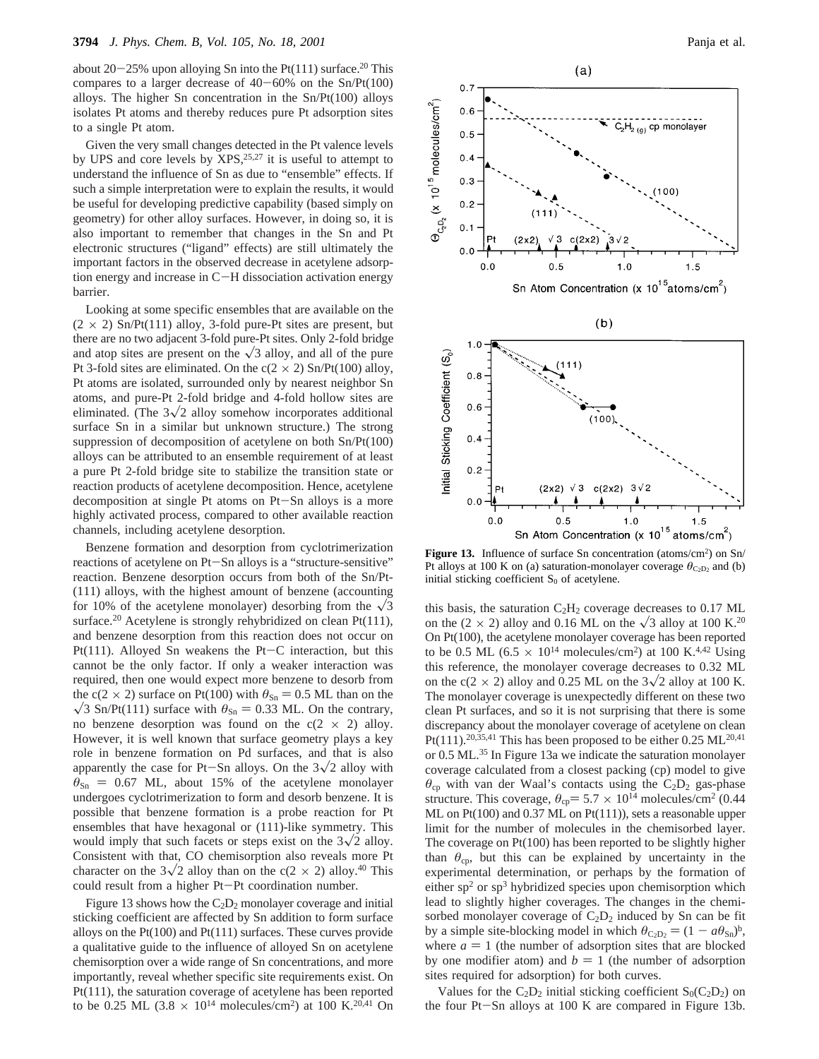about 20–25% upon alloying Sn into the Pt(111) surface.[20] This compares to a larger decrease of 40–60% on the Sn/Pt(100) alloys. The higher Sn concentration in the Sn/Pt(100) alloys isolates Pt atoms and thereby reduces pure Pt adsorption sites to a single Pt atom.

Given the very small changes detected in the Pt valence levels by UPS and core levels by XPS,[25,27] it is useful to attempt to understand the influence of Sn as due to "ensemble" effects. If such a simple interpretation were to explain the results, it would be useful for developing predictive capability (based simply on geometry) for other alloy surfaces. However, in doing so, it is also important to remember that changes in the Sn and Pt electronic structures ("ligand" effects) are still ultimately the important factors in the observed decrease in acetylene adsorption energy and increase in C–H dissociation activation energy barrier.

Looking at some specific ensembles that are available on the $(2 \times 2)$ Sn/Pt(111) alloy, 3-fold pure-Pt sites are present, but there are no two adjacent 3-fold pure-Pt sites. Only 2-fold bridge and atop sites are present on the $\sqrt{3}$ alloy, and all of the pure Pt 3-fold sites are eliminated. On the $c(2 \times 2)$ Sn/Pt(100) alloy, Pt atoms are isolated, surrounded only by nearest neighbor Sn atoms, and pure-Pt 2-fold bridge and 4-fold hollow sites are eliminated. (The $3\sqrt{2}$ alloy somehow incorporates additional surface Sn in a similar but unknown structure.) The strong suppression of decomposition of acetylene on both Sn/Pt(100) alloys can be attributed to an ensemble requirement of at least a pure Pt 2-fold bridge site to stabilize the transition state or reaction products of acetylene decomposition. Hence, acetylene decomposition at single Pt atoms on Pt–Sn alloys is a more highly activated process, compared to other available reaction channels, including acetylene desorption.

Benzene formation and desorption from cyclotrimerization reactions of acetylene on Pt–Sn alloys is a "structure-sensitive" reaction. Benzene desorption occurs from both of the Sn/Pt(111) alloys, with the highest amount of benzene (accounting for 10% of the acetylene monolayer) desorbing from the $\sqrt{3}$ surface.[20] Acetylene is strongly rehybridized on clean Pt(111), and benzene desorption from this reaction does not occur on Pt(111). Alloyed Sn weakens the Pt–C interaction, but this cannot be the only factor. If only a weaker interaction was required, then one would expect more benzene to desorb from the $c(2 \times 2)$ surface on Pt(100) with $\theta_{Sn} = 0.5$ ML than on the $\sqrt{3}$ Sn/Pt(111) surface with $\theta_{Sn} = 0.33$ ML. On the contrary, no benzene desorption was found on the $c(2 \times 2)$ alloy. However, it is well known that surface geometry plays a key role in benzene formation on Pd surfaces, and that is also apparently the case for Pt–Sn alloys. On the $3\sqrt{2}$ alloy with $\theta_{Sn} = 0.67$ ML, about 15% of the acetylene monolayer undergoes cyclotrimerization to form and desorb benzene. It is possible that benzene formation is a probe reaction for Pt ensembles that have hexagonal or (111)-like symmetry. This would imply that such facets or steps exist on the $3\sqrt{2}$ alloy. Consistent with that, CO chemisorption also reveals more Pt character on the $3\sqrt{2}$ alloy than on the $c(2 \times 2)$ alloy.[40] This could result from a higher Pt–Pt coordination number.

Figure 13 shows how the $C_2D_2$ monolayer coverage and initial sticking coefficient are affected by Sn addition to form surface alloys on the Pt(100) and Pt(111) surfaces. These curves provide a qualitative guide to the influence of alloyed Sn on acetylene chemisorption over a wide range of Sn concentrations, and more importantly, reveal whether specific site requirements exist. On Pt(111), the saturation coverage of acetylene has been reported to be 0.25 ML ($3.8 \times 10^{14}$ molecules/cm$^2$) at 100 K.[20,41] On this basis, the saturation $C_2H_2$ coverage decreases to 0.17 ML on the $(2 \times 2)$ alloy and 0.16 ML on the $\sqrt{3}$ alloy at 100 K.[20] On Pt(100), the acetylene monolayer coverage has been reported to be 0.5 ML ($6.5 \times 10^{14}$ molecules/cm$^2$) at 100 K.[4,42] Using this reference, the monolayer coverage decreases to 0.32 ML on the $c(2 \times 2)$ alloy and 0.25 ML on the $3\sqrt{2}$ alloy at 100 K. The monolayer coverage is unexpectedly different on these two clean Pt surfaces, and so it is not surprising that there is some discrepancy about the monolayer coverage of acetylene on clean Pt(111).[20,35,41] This has been proposed to be either 0.25 ML[20,41] or 0.5 ML.[35] In Figure 13a we indicate the saturation monolayer coverage calculated from a closest packing (cp) model to give $\theta_{cp}$ with van der Waal's contacts using the $C_2D_2$ gas-phase structure. This coverage, $\theta_{cp} = 5.7 \times 10^{14}$ molecules/cm$^2$ (0.44 ML on Pt(100) and 0.37 ML on Pt(111)), sets a reasonable upper limit for the number of molecules in the chemisorbed layer. The coverage on Pt(100) has been reported to be slightly higher than $\theta_{cp}$, but this can be explained by uncertainty in the experimental determination, or perhaps by the formation of either sp$^2$ or sp$^3$ hybridized species upon chemisorption which lead to slightly higher coverages. The changes in the chemisorbed monolayer coverage of $C_2D_2$ induced by Sn can be fit by a simple site-blocking model in which $\theta_{C_2D_2} = (1 - a\theta_{Sn})^b$, where $a = 1$ (the number of adsorption sites that are blocked by one modifier atom) and $b = 1$ (the number of adsorption sites required for adsorption) for both curves.

Values for the $C_2D_2$ initial sticking coefficient $S_0(C_2D_2)$ on the four Pt–Sn alloys at 100 K are compared in Figure 13b.

**Figure 13.** Influence of surface Sn concentration (atoms/cm$^2$) on Sn/Pt alloys at 100 K on (a) saturation-monolayer coverage $\theta_{C_2D_2}$ and (b) initial sticking coefficient $S_0$ of acetylene.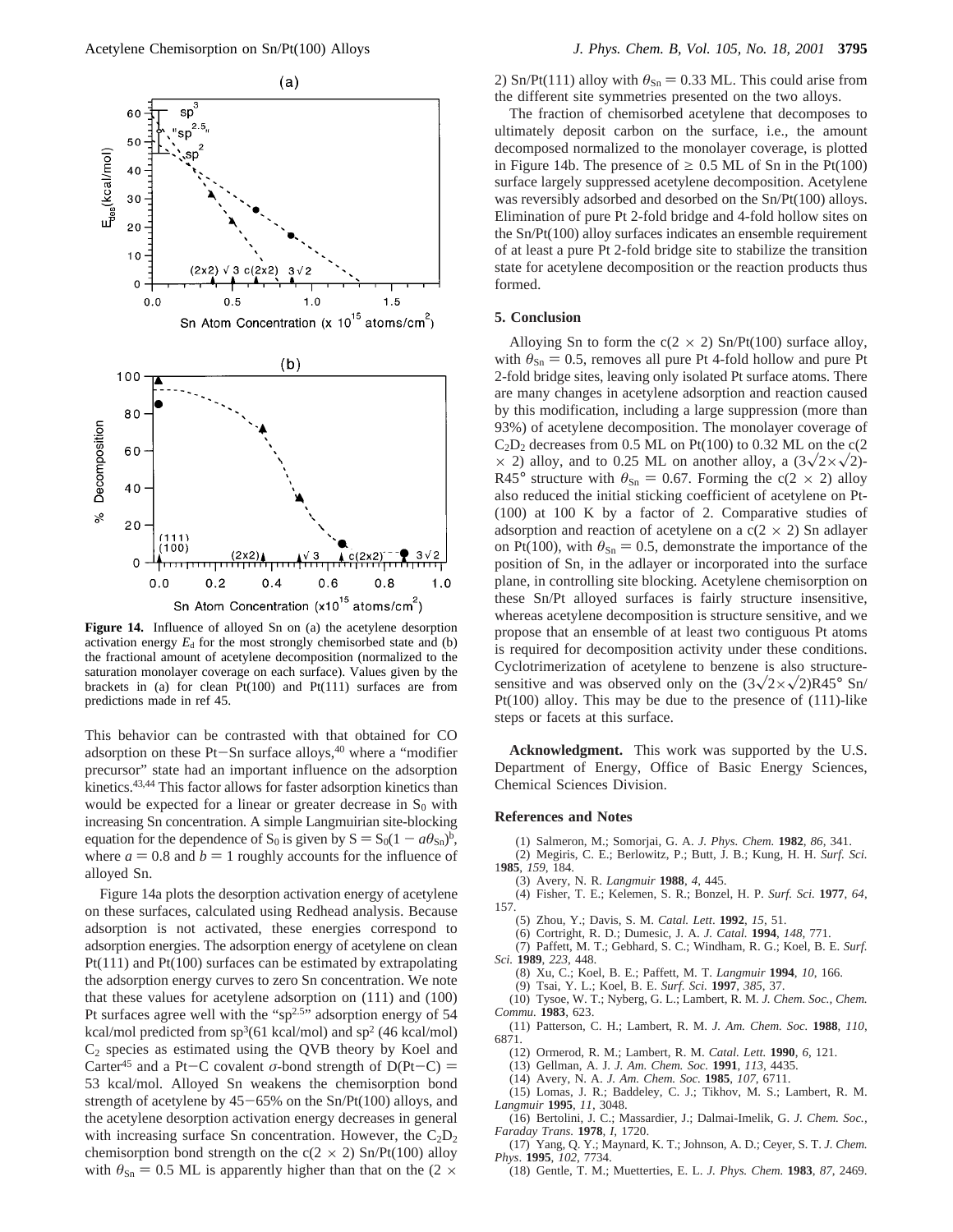Figure 14. Influence of alloyed Sn on (a) the acetylene desorption activation energy $E_d$ for the most strongly chemisorbed state and (b) the fractional amount of acetylene decomposition (normalized to the saturation monolayer coverage on each surface). Values given by the brackets in (a) for clean Pt(100) and Pt(111) surfaces are from predictions made in ref 45.

This behavior can be contrasted with that obtained for CO adsorption on these Pt−Sn surface alloys,[40] where a "modifier precursor" state had an important influence on the adsorption kinetics.[43,44] This factor allows for faster adsorption kinetics than would be expected for a linear or greater decrease in $S_0$ with increasing Sn concentration. A simple Langmuirian site-blocking equation for the dependence of $S_0$ is given by $S = S_0(1 - a\theta_{Sn})^b$, where $a = 0.8$ and $b = 1$ roughly accounts for the influence of alloyed Sn.

Figure 14a plots the desorption activation energy of acetylene on these surfaces, calculated using Redhead analysis. Because adsorption is not activated, these energies correspond to adsorption energies. The adsorption energy of acetylene on clean Pt(111) and Pt(100) surfaces can be estimated by extrapolating the adsorption energy curves to zero Sn concentration. We note that these values for acetylene adsorption on (111) and (100) Pt surfaces agree well with the "$sp^{2.5}$" adsorption energy of 54 kcal/mol predicted from $sp^3$(61 kcal/mol) and $sp^2$ (46 kcal/mol) $C_2$ species as estimated using the QVB theory by Koel and Carter[45] and a Pt−C covalent $\sigma$-bond strength of D(Pt−C) = 53 kcal/mol. Alloyed Sn weakens the chemisorption bond strength of acetylene by 45−65% on the Sn/Pt(100) alloys, and the acetylene desorption activation energy decreases in general with increasing surface Sn concentration. However, the $C_2D_2$ chemisorption bond strength on the c(2 × 2) Sn/Pt(100) alloy with $\theta_{Sn} = 0.5$ ML is apparently higher than that on the (2 × 2) Sn/Pt(111) alloy with $\theta_{Sn} = 0.33$ ML. This could arise from the different site symmetries presented on the two alloys.

The fraction of chemisorbed acetylene that decomposes to ultimately deposit carbon on the surface, i.e., the amount decomposed normalized to the monolayer coverage, is plotted in Figure 14b. The presence of ≥ 0.5 ML of Sn in the Pt(100) surface largely suppressed acetylene decomposition. Acetylene was reversibly adsorbed and desorbed on the Sn/Pt(100) alloys. Elimination of pure Pt 2-fold bridge and 4-fold hollow sites on the Sn/Pt(100) alloy surfaces indicates an ensemble requirement of at least a pure Pt 2-fold bridge site to stabilize the transition state for acetylene decomposition or the reaction products thus formed.

## 5. Conclusion

Alloying Sn to form the c(2 × 2) Sn/Pt(100) surface alloy, with $\theta_{Sn} = 0.5$, removes all pure Pt 4-fold hollow and pure Pt 2-fold bridge sites, leaving only isolated Pt surface atoms. There are many changes in acetylene adsorption and reaction caused by this modification, including a large suppression (more than 93%) of acetylene decomposition. The monolayer coverage of $C_2D_2$ decreases from 0.5 ML on Pt(100) to 0.32 ML on the c(2 × 2) alloy, and to 0.25 ML on another alloy, a $(3\sqrt{2}\times\sqrt{2})$-R45° structure with $\theta_{Sn} = 0.67$. Forming the c(2 × 2) alloy also reduced the initial sticking coefficient of acetylene on Pt(100) at 100 K by a factor of 2. Comparative studies of adsorption and reaction of acetylene on a c(2 × 2) Sn adlayer on Pt(100), with $\theta_{Sn} = 0.5$, demonstrate the importance of the position of Sn, in the adlayer or incorporated into the surface plane, in controlling site blocking. Acetylene chemisorption on these Sn/Pt alloyed surfaces is fairly structure insensitive, whereas acetylene decomposition is structure sensitive, and we propose that an ensemble of at least two contiguous Pt atoms is required for decomposition activity under these conditions. Cyclotrimerization of acetylene to benzene is also structure-sensitive and was observed only on the $(3\sqrt{2}\times\sqrt{2})$R45° Sn/Pt(100) alloy. This may be due to the presence of (111)-like steps or facets at this surface.

**Acknowledgment.** This work was supported by the U.S. Department of Energy, Office of Basic Energy Sciences, Chemical Sciences Division.

## References and Notes

(1) Salmeron, M.; Somorjai, G. A. *J. Phys. Chem.* **1982**, *86*, 341.
(2) Megiris, C. E.; Berlowitz, P.; Butt, J. B.; Kung, H. H. *Surf. Sci.* **1985**, *159*, 184.
(3) Avery, N. R. *Langmuir* **1988**, *4*, 445.
(4) Fisher, T. E.; Kelemen, S. R.; Bonzel, H. P. *Surf. Sci.* **1977**, *64*, 157.
(5) Zhou, Y.; Davis, S. M. *Catal. Lett*. **1992**, *15*, 51.
(6) Cortright, R. D.; Dumesic, J. A. *J. Catal.* **1994**, *148*, 771.
(7) Paffett, M. T.; Gebhard, S. C.; Windham, R. G.; Koel, B. E. *Surf. Sci.* **1989**, *223*, 448.
(8) Xu, C.; Koel, B. E.; Paffett, M. T. *Langmuir* **1994**, *10*, 166.
(9) Tsai, Y. L.; Koel, B. E. *Surf. Sci.* **1997**, *385*, 37.
(10) Tysoe, W. T.; Nyberg, G. L.; Lambert, R. M. *J. Chem. Soc., Chem. Commu.* **1983**, 623.
(11) Patterson, C. H.; Lambert, R. M. *J. Am. Chem. Soc.* **1988**, *110*, 6871.
(12) Ormerod, R. M.; Lambert, R. M. *Catal. Lett.* **1990**, *6*, 121.
(13) Gellman, A. J. *J. Am. Chem. Soc.* **1991**, *113*, 4435.
(14) Avery, N. A. *J. Am. Chem. Soc.* **1985**, *107*, 6711.
(15) Lomas, J. R.; Baddeley, C. J.; Tikhov, M. S.; Lambert, R. M. *Langmuir* **1995**, *11*, 3048.
(16) Bertolini, J. C.; Massardier, J.; Dalmai-Imelik, G. *J. Chem. Soc., Faraday Trans.* **1978**, *I*, 1720.
(17) Yang, Q. Y.; Maynard, K. T.; Johnson, A. D.; Ceyer, S. T. *J. Chem. Phys.* **1995**, *102*, 7734.
(18) Gentle, T. M.; Muetterties, E. L. *J. Phys. Chem.* **1983**, *87*, 2469.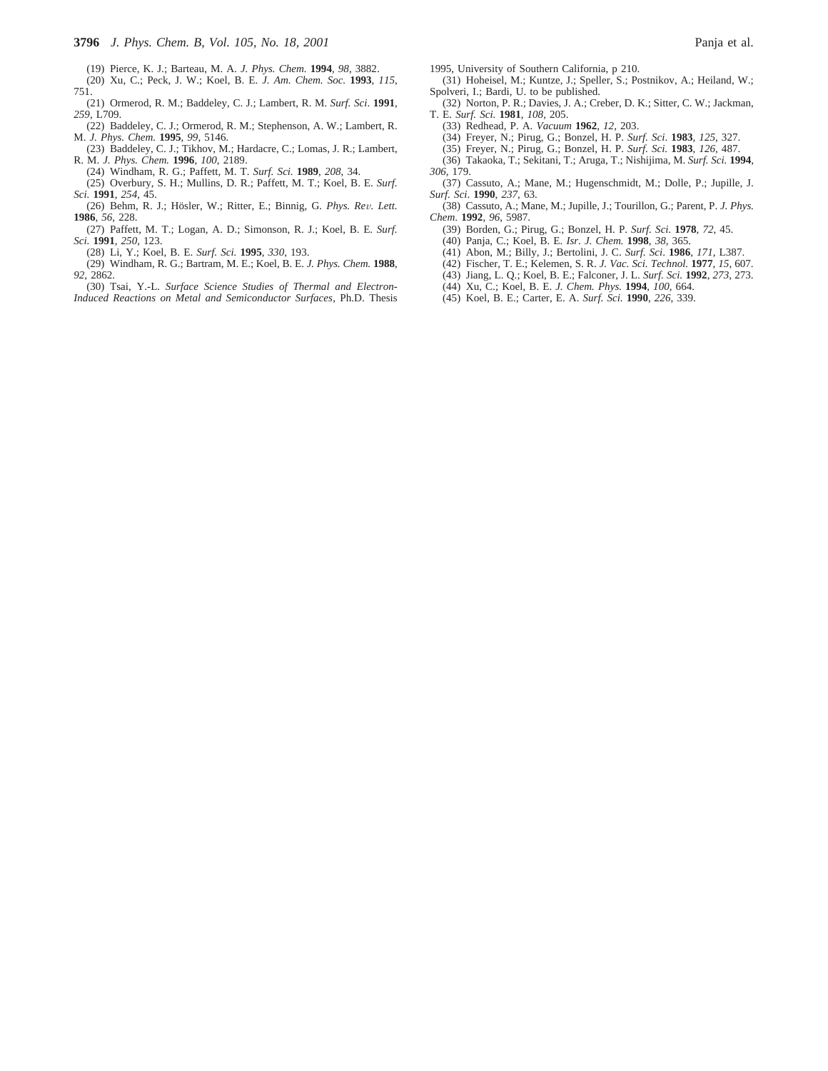(19) Pierce, K. J.; Barteau, M. A. *J. Phys. Chem.* **1994**, *98*, 3882.

(20) Xu, C.; Peck, J. W.; Koel, B. E. *J. Am. Chem. Soc.* **1993**, *115*, 751.

(21) Ormerod, R. M.; Baddeley, C. J.; Lambert, R. M. *Surf. Sci*. **1991**, *259*, L709.

(22) Baddeley, C. J.; Ormerod, R. M.; Stephenson, A. W.; Lambert, R. M. *J. Phys. Chem.* **1995**, *99*, 5146.

(23) Baddeley, C. J.; Tikhov, M.; Hardacre, C.; Lomas, J. R.; Lambert, R. M. *J. Phys. Chem.* **1996**, *100*, 2189.

(24) Windham, R. G.; Paffett, M. T. *Surf. Sci.* **1989**, *208*, 34.

(25) Overbury, S. H.; Mullins, D. R.; Paffett, M. T.; Koel, B. E. *Surf. Sci.* **1991**, *254*, 45.

(26) Behm, R. J.; Hösler, W.; Ritter, E.; Binnig, G. *Phys. Rev. Lett.* **1986**, *56*, 228.

(27) Paffett, M. T.; Logan, A. D.; Simonson, R. J.; Koel, B. E. *Surf. Sci.* **1991**, *250*, 123.

(28) Li, Y.; Koel, B. E. *Surf. Sci.* **1995**, *330*, 193.

(29) Windham, R. G.; Bartram, M. E.; Koel, B. E. *J. Phys. Chem.* **1988**, *92*, 2862.

(30) Tsai, Y.-L. *Surface Science Studies of Thermal and Electron-Induced Reactions on Metal and Semiconductor Surfaces*, Ph.D. Thesis 1995, University of Southern California, p 210.

(31) Hoheisel, M.; Kuntze, J.; Speller, S.; Postnikov, A.; Heiland, W.; Spolveri, I.; Bardi, U. to be published.

(32) Norton, P. R.; Davies, J. A.; Creber, D. K.; Sitter, C. W.; Jackman, T. E. *Surf. Sci.* **1981**, *108*, 205.

(33) Redhead, P. A. *Vacuum* **1962**, *12*, 203.

(34) Freyer, N.; Pirug, G.; Bonzel, H. P. *Surf. Sci*. **1983**, *125*, 327.

(35) Freyer, N.; Pirug, G.; Bonzel, H. P. *Surf. Sci.* **1983**, *126*, 487.

(36) Takaoka, T.; Sekitani, T.; Aruga, T.; Nishijima, M. *Surf. Sci.* **1994**, *306*, 179.

(37) Cassuto, A.; Mane, M.; Hugenschmidt, M.; Dolle, P.; Jupille, J. *Surf. Sci*. **1990**, *237*, 63.

(38) Cassuto, A.; Mane, M.; Jupille, J.; Tourillon, G.; Parent, P. *J. Phys. Chem.* **1992**, *96*, 5987.

(39) Borden, G.; Pirug, G.; Bonzel, H. P. *Surf. Sci.* **1978**, *72*, 45.

(40) Panja, C.; Koel, B. E. *Isr. J. Chem.* **1998**, *38*, 365.

(41) Abon, M.; Billy, J.; Bertolini, J. C. *Surf. Sci.* **1986**, *171*, L387.

(42) Fischer, T. E.; Kelemen, S. R. *J. Vac. Sci. Technol.* **1977**, *15*, 607.

(43) Jiang, L. Q.; Koel, B. E.; Falconer, J. L. *Surf. Sci.* **1992**, *273*, 273.

(44) Xu, C.; Koel, B. E. *J. Chem. Phys.* **1994**, *100*, 664.

(45) Koel, B. E.; Carter, E. A. *Surf. Sci.* **1990**, *226*, 339.